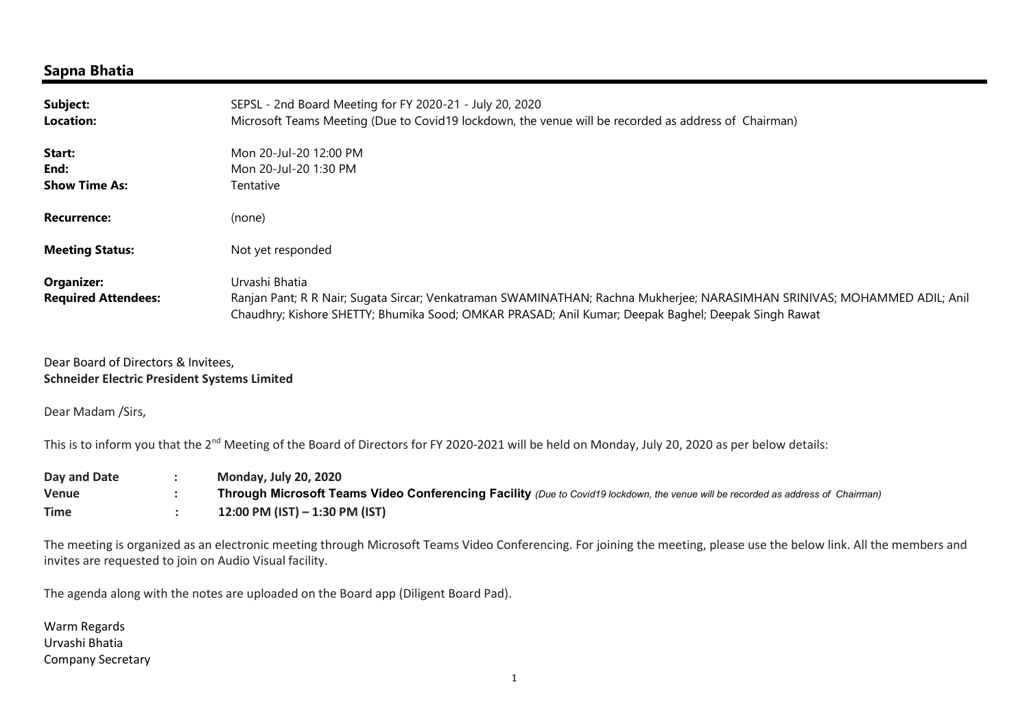## Sapna Bhatia

| | |
|---|---|
| **Subject:** | SEPSL - 2nd Board Meeting for FY 2020-21 - July 20, 2020 |
| **Location:** | Microsoft Teams Meeting (Due to Covid19 lockdown, the venue will be recorded as address of Chairman) |
| **Start:** | Mon 20-Jul-20 12:00 PM |
| **End:** | Mon 20-Jul-20 1:30 PM |
| **Show Time As:** | Tentative |
| **Recurrence:** | (none) |
| **Meeting Status:** | Not yet responded |
| **Organizer:** | Urvashi Bhatia |
| **Required Attendees:** | Ranjan Pant; R R Nair; Sugata Sircar; Venkatraman SWAMINATHAN; Rachna Mukherjee; NARASIMHAN SRINIVAS; MOHAMMED ADIL; Anil Chaudhry; Kishore SHETTY; Bhumika Sood; OMKAR PRASAD; Anil Kumar; Deepak Baghel; Deepak Singh Rawat |

Dear Board of Directors & Invitees,
**Schneider Electric President Systems Limited**

Dear Madam /Sirs,

This is to inform you that the 2nd Meeting of the Board of Directors for FY 2020-2021 will be held on Monday, July 20, 2020 as per below details:

| | | |
|---|---|---|
| **Day and Date** | : | **Monday, July 20, 2020** |
| **Venue** | : | **Through Microsoft Teams Video Conferencing Facility** *(Due to Covid19 lockdown, the venue will be recorded as address of Chairman)* |
| **Time** | : | **12:00 PM (IST) – 1:30 PM (IST)** |

The meeting is organized as an electronic meeting through Microsoft Teams Video Conferencing. For joining the meeting, please use the below link. All the members and invites are requested to join on Audio Visual facility.

The agenda along with the notes are uploaded on the Board app (Diligent Board Pad).

Warm Regards
Urvashi Bhatia
Company Secretary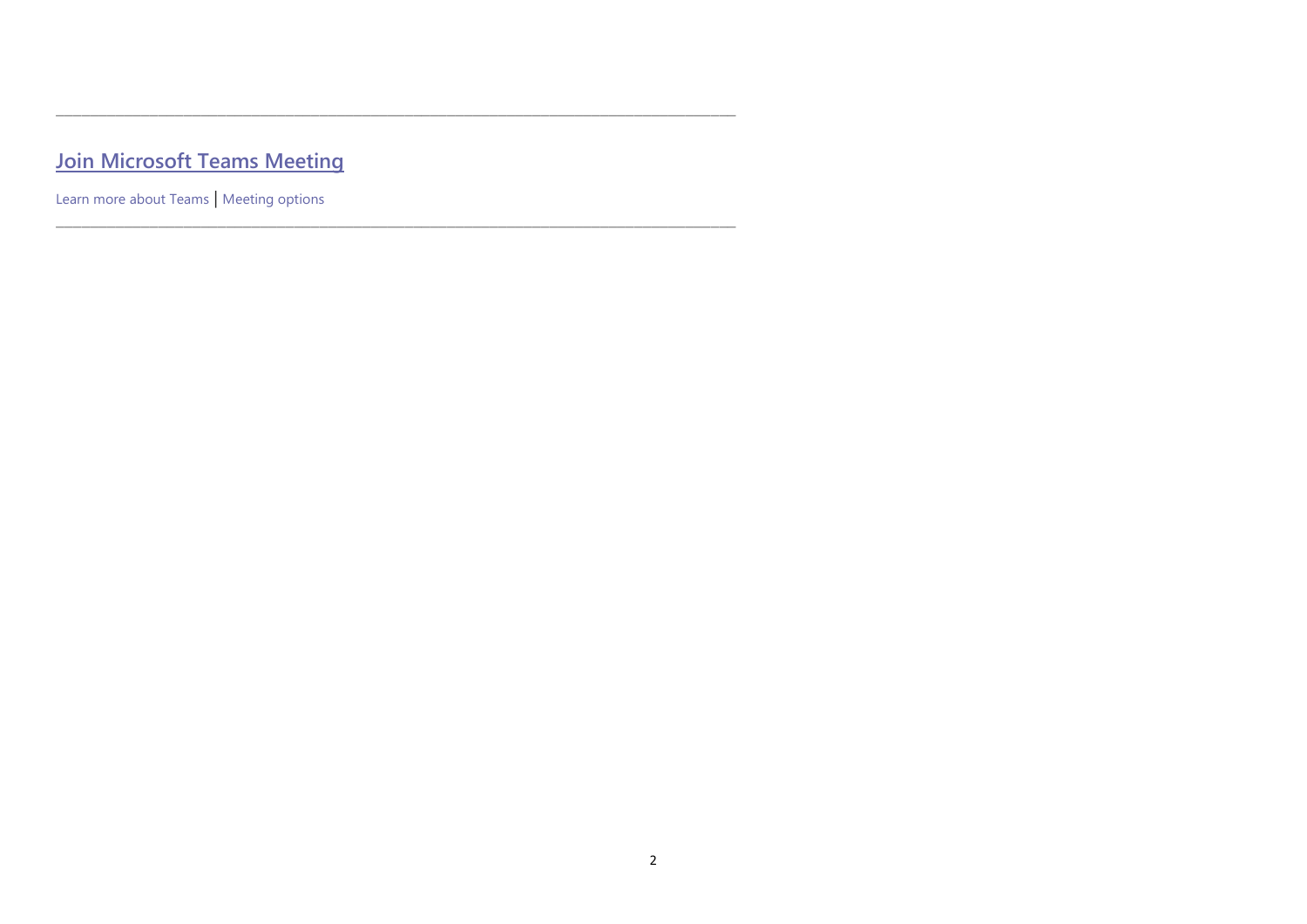________________________________________________________________________________

**Join Microsoft Teams Meeting**

Learn more about Teams | Meeting options

________________________________________________________________________________